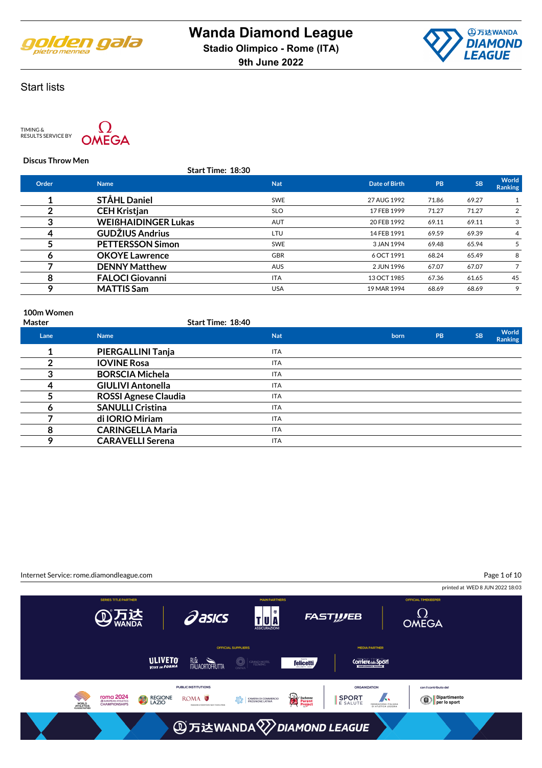# Wanda Diamond League

**Stadio Olimpico - Rome (ITA)**

**9th June 2022**

## Start lists

TIMING & RESULTS SERVICE BY OMEGA

### Discus Throw Men

**Start Time: 18:30**

| Order | Name | Nat | Date of Birth | PB | SB | World Ranking |
|---|---|---|---|---|---|---|
| 1 | STÅHL Daniel | SWE | 27 AUG 1992 | 71.86 | 69.27 | 1 |
| 2 | CEH Kristjan | SLO | 17 FEB 1999 | 71.27 | 71.27 | 2 |
| 3 | WEIßHAIDINGER Lukas | AUT | 20 FEB 1992 | 69.11 | 69.11 | 3 |
| 4 | GUDŽIUS Andrius | LTU | 14 FEB 1991 | 69.59 | 69.39 | 4 |
| 5 | PETTERSSON Simon | SWE | 3 JAN 1994 | 69.48 | 65.94 | 5 |
| 6 | OKOYE Lawrence | GBR | 6 OCT 1991 | 68.24 | 65.49 | 8 |
| 7 | DENNY Matthew | AUS | 2 JUN 1996 | 67.07 | 67.07 | 7 |
| 8 | FALOCI Giovanni | ITA | 13 OCT 1985 | 67.36 | 61.65 | 45 |
| 9 | MATTIS Sam | USA | 19 MAR 1994 | 68.69 | 68.69 | 9 |

### 100m Women Master

**Start Time: 18:40**

| Lane | Name | Nat | born | PB | SB | World Ranking |
|---|---|---|---|---|---|---|
| 1 | PIERGALLINI Tanja | ITA | | | | |
| 2 | IOVINE Rosa | ITA | | | | |
| 3 | BORSCIA Michela | ITA | | | | |
| 4 | GIULIVI Antonella | ITA | | | | |
| 5 | ROSSI Agnese Claudia | ITA | | | | |
| 6 | SANULLI Cristina | ITA | | | | |
| 7 | di IORIO Miriam | ITA | | | | |
| 8 | CARINGELLA Maria | ITA | | | | |
| 9 | CARAVELLI Serena | ITA | | | | |

Internet Service: rome.diamondleague.com

printed at WED 8 JUN 2022 18:03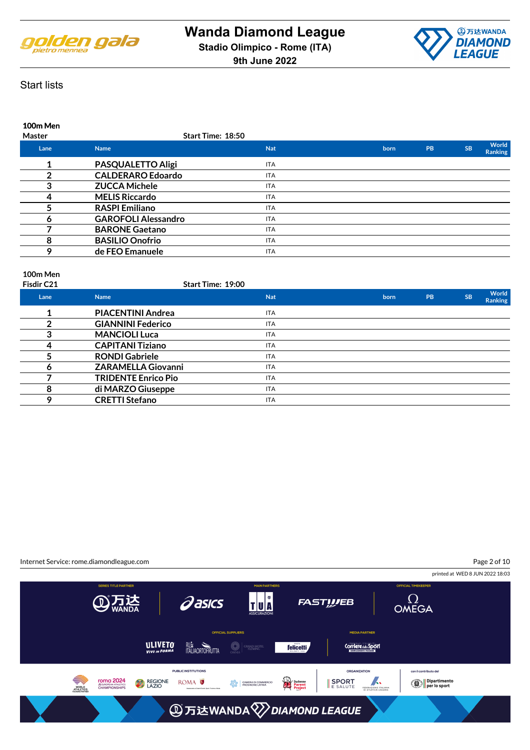# Wanda Diamond League

**Stadio Olimpico - Rome (ITA)**

**9th June 2022**

Start lists

**100m Men**
**Master** — **Start Time: 18:50**

| Lane | Name | Nat | born | PB | SB | World Ranking |
|---|---|---|---|---|---|---|
| 1 | PASQUALETTO Aligi | ITA | | | | |
| 2 | CALDERARO Edoardo | ITA | | | | |
| 3 | ZUCCA Michele | ITA | | | | |
| 4 | MELIS Riccardo | ITA | | | | |
| 5 | RASPI Emiliano | ITA | | | | |
| 6 | GAROFOLI Alessandro | ITA | | | | |
| 7 | BARONE Gaetano | ITA | | | | |
| 8 | BASILIO Onofrio | ITA | | | | |
| 9 | de FEO Emanuele | ITA | | | | |

**100m Men**
**Fisdir C21** — **Start Time: 19:00**

| Lane | Name | Nat | born | PB | SB | World Ranking |
|---|---|---|---|---|---|---|
| 1 | PIACENTINI Andrea | ITA | | | | |
| 2 | GIANNINI Federico | ITA | | | | |
| 3 | MANCIOLI Luca | ITA | | | | |
| 4 | CAPITANI Tiziano | ITA | | | | |
| 5 | RONDI Gabriele | ITA | | | | |
| 6 | ZARAMELLA Giovanni | ITA | | | | |
| 7 | TRIDENTE Enrico Pio | ITA | | | | |
| 8 | di MARZO Giuseppe | ITA | | | | |
| 9 | CRETTI Stefano | ITA | | | | |

Internet Service: rome.diamondleague.com

printed at WED 8 JUN 2022 18:03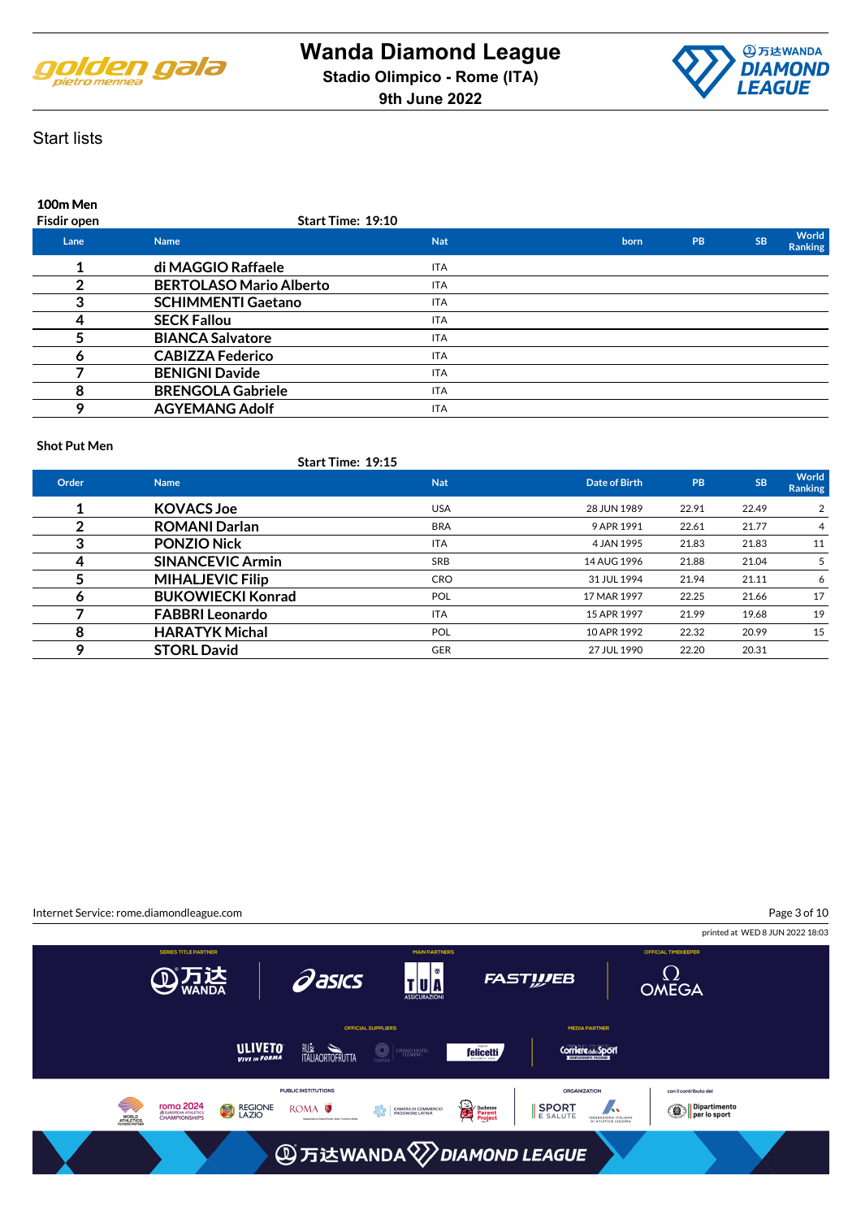# Wanda Diamond League

**Stadio Olimpico - Rome (ITA)**

**9th June 2022**

## Start lists

### 100m Men

Fisdir open

Start Time: 19:10

| Lane | Name | Nat | born | PB | SB | World Ranking |
|---|---|---|---|---|---|---|
| 1 | di MAGGIO Raffaele | ITA | | | | |
| 2 | BERTOLASO Mario Alberto | ITA | | | | |
| 3 | SCHIMMENTI Gaetano | ITA | | | | |
| 4 | SECK Fallou | ITA | | | | |
| 5 | BIANCA Salvatore | ITA | | | | |
| 6 | CABIZZA Federico | ITA | | | | |
| 7 | BENIGNI Davide | ITA | | | | |
| 8 | BRENGOLA Gabriele | ITA | | | | |
| 9 | AGYEMANG Adolf | ITA | | | | |

### Shot Put Men

Start Time: 19:15

| Order | Name | Nat | Date of Birth | PB | SB | World Ranking |
|---|---|---|---|---|---|---|
| 1 | KOVACS Joe | USA | 28 JUN 1989 | 22.91 | 22.49 | 2 |
| 2 | ROMANI Darlan | BRA | 9 APR 1991 | 22.61 | 21.77 | 4 |
| 3 | PONZIO Nick | ITA | 4 JAN 1995 | 21.83 | 21.83 | 11 |
| 4 | SINANCEVIC Armin | SRB | 14 AUG 1996 | 21.88 | 21.04 | 5 |
| 5 | MIHALJEVIC Filip | CRO | 31 JUL 1994 | 21.94 | 21.11 | 6 |
| 6 | BUKOWIECKI Konrad | POL | 17 MAR 1997 | 22.25 | 21.66 | 17 |
| 7 | FABBRI Leonardo | ITA | 15 APR 1997 | 21.99 | 19.68 | 19 |
| 8 | HARATYK Michal | POL | 10 APR 1992 | 22.32 | 20.99 | 15 |
| 9 | STORL David | GER | 27 JUL 1990 | 22.20 | 20.31 | |

Internet Service: rome.diamondleague.com

printed at WED 8 JUN 2022 18:03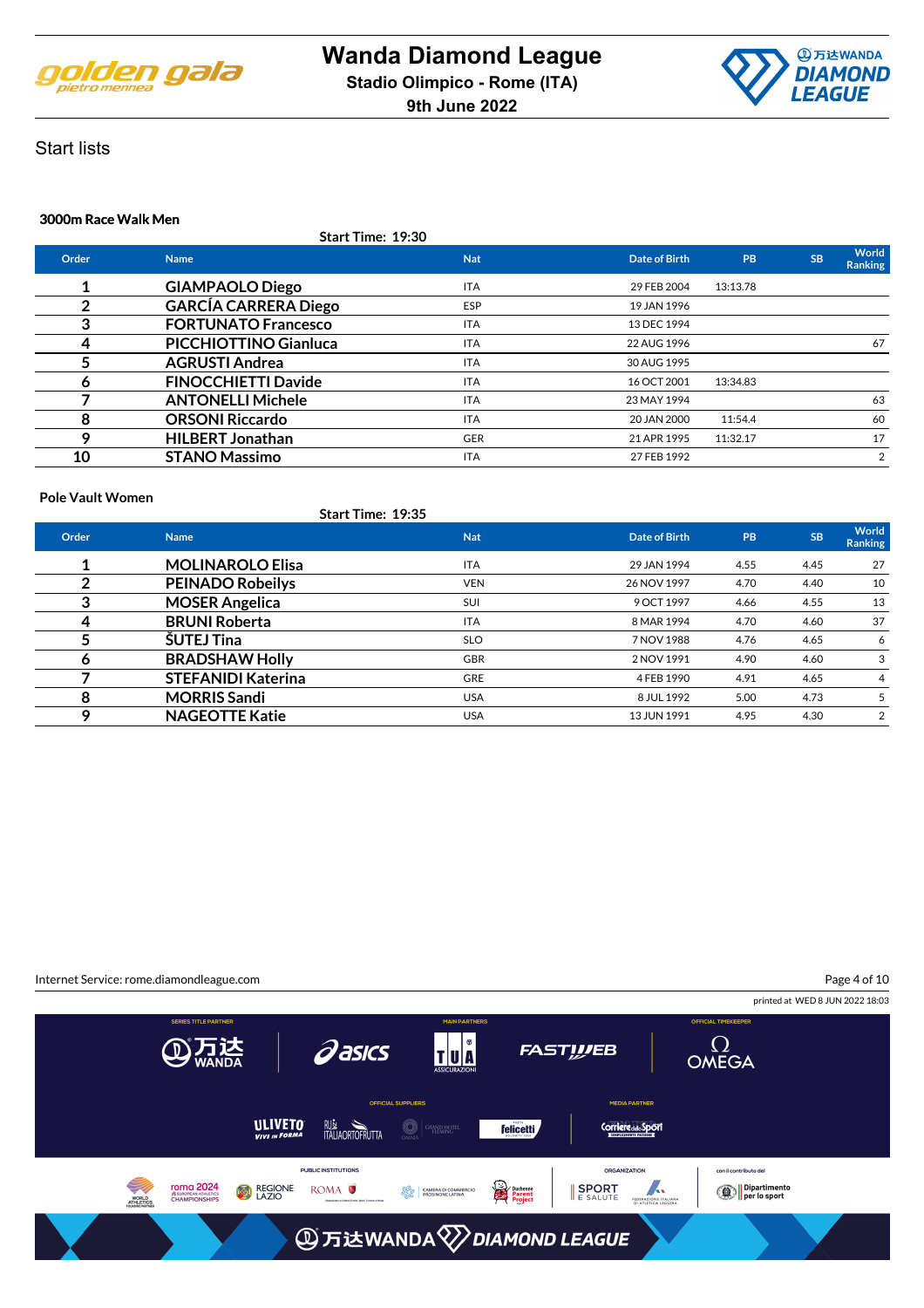# Wanda Diamond League

**Stadio Olimpico - Rome (ITA)**

**9th June 2022**

## Start lists

### 3000m Race Walk Men

**Start Time: 19:30**

| Order | Name | Nat | Date of Birth | PB | SB | World Ranking |
|---|---|---|---|---|---|---|
| 1 | **GIAMPAOLO Diego** | ITA | 29 FEB 2004 | 13:13.78 | | |
| 2 | **GARCÍA CARRERA Diego** | ESP | 19 JAN 1996 | | | |
| 3 | **FORTUNATO Francesco** | ITA | 13 DEC 1994 | | | |
| 4 | **PICCHIOTTINO Gianluca** | ITA | 22 AUG 1996 | | | 67 |
| 5 | **AGRUSTI Andrea** | ITA | 30 AUG 1995 | | | |
| 6 | **FINOCCHIETTI Davide** | ITA | 16 OCT 2001 | 13:34.83 | | |
| 7 | **ANTONELLI Michele** | ITA | 23 MAY 1994 | | | 63 |
| 8 | **ORSONI Riccardo** | ITA | 20 JAN 2000 | 11:54.4 | | 60 |
| 9 | **HILBERT Jonathan** | GER | 21 APR 1995 | 11:32.17 | | 17 |
| 10 | **STANO Massimo** | ITA | 27 FEB 1992 | | | 2 |

### Pole Vault Women

**Start Time: 19:35**

| Order | Name | Nat | Date of Birth | PB | SB | World Ranking |
|---|---|---|---|---|---|---|
| 1 | **MOLINAROLO Elisa** | ITA | 29 JAN 1994 | 4.55 | 4.45 | 27 |
| 2 | **PEINADO Robeilys** | VEN | 26 NOV 1997 | 4.70 | 4.40 | 10 |
| 3 | **MOSER Angelica** | SUI | 9 OCT 1997 | 4.66 | 4.55 | 13 |
| 4 | **BRUNI Roberta** | ITA | 8 MAR 1994 | 4.70 | 4.60 | 37 |
| 5 | **ŠUTEJ Tina** | SLO | 7 NOV 1988 | 4.76 | 4.65 | 6 |
| 6 | **BRADSHAW Holly** | GBR | 2 NOV 1991 | 4.90 | 4.60 | 3 |
| 7 | **STEFANIDI Katerina** | GRE | 4 FEB 1990 | 4.91 | 4.65 | 4 |
| 8 | **MORRIS Sandi** | USA | 8 JUL 1992 | 5.00 | 4.73 | 5 |
| 9 | **NAGEOTTE Katie** | USA | 13 JUN 1991 | 4.95 | 4.30 | 2 |

Internet Service: rome.diamondleague.com

printed at WED 8 JUN 2022 18:03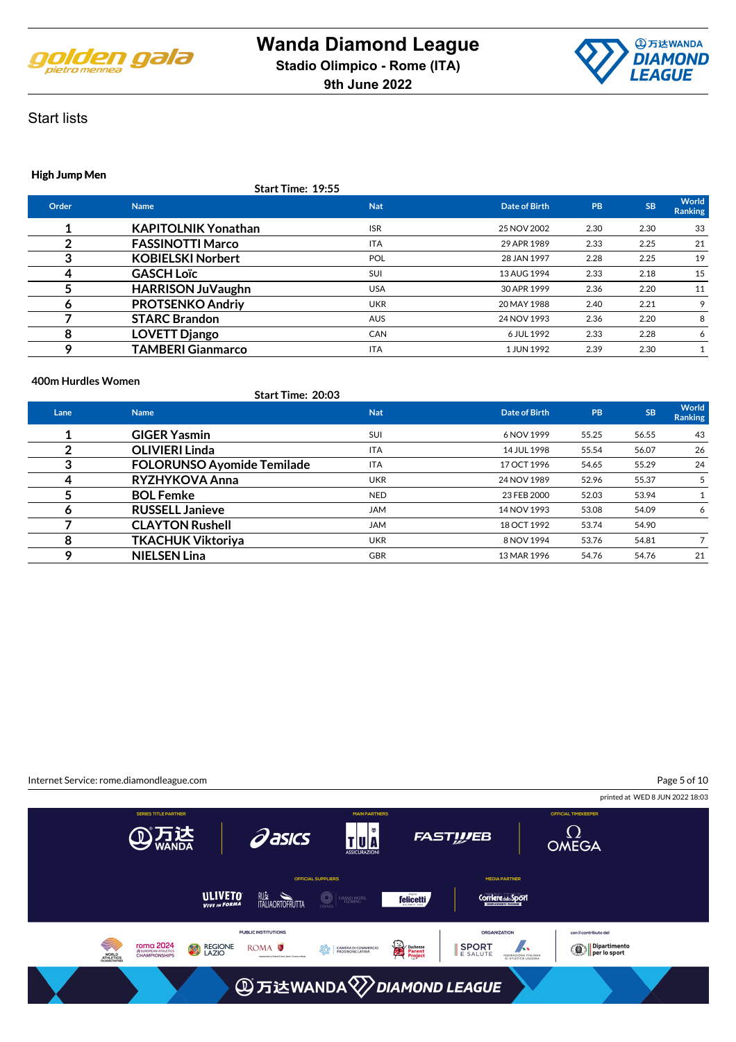# Wanda Diamond League

**Stadio Olimpico - Rome (ITA)**

**9th June 2022**

## Start lists

### High Jump Men

**Start Time: 19:55**

| Order | Name | Nat | Date of Birth | PB | SB | World Ranking |
|---|---|---|---|---|---|---|
| 1 | KAPITOLNIK Yonathan | ISR | 25 NOV 2002 | 2.30 | 2.30 | 33 |
| 2 | FASSINOTTI Marco | ITA | 29 APR 1989 | 2.33 | 2.25 | 21 |
| 3 | KOBIELSKI Norbert | POL | 28 JAN 1997 | 2.28 | 2.25 | 19 |
| 4 | GASCH Loïc | SUI | 13 AUG 1994 | 2.33 | 2.18 | 15 |
| 5 | HARRISON JuVaughn | USA | 30 APR 1999 | 2.36 | 2.20 | 11 |
| 6 | PROTSENKO Andriy | UKR | 20 MAY 1988 | 2.40 | 2.21 | 9 |
| 7 | STARC Brandon | AUS | 24 NOV 1993 | 2.36 | 2.20 | 8 |
| 8 | LOVETT Django | CAN | 6 JUL 1992 | 2.33 | 2.28 | 6 |
| 9 | TAMBERI Gianmarco | ITA | 1 JUN 1992 | 2.39 | 2.30 | 1 |

### 400m Hurdles Women

**Start Time: 20:03**

| Lane | Name | Nat | Date of Birth | PB | SB | World Ranking |
|---|---|---|---|---|---|---|
| 1 | GIGER Yasmin | SUI | 6 NOV 1999 | 55.25 | 56.55 | 43 |
| 2 | OLIVIERI Linda | ITA | 14 JUL 1998 | 55.54 | 56.07 | 26 |
| 3 | FOLORUNSO Ayomide Temilade | ITA | 17 OCT 1996 | 54.65 | 55.29 | 24 |
| 4 | RYZHYKOVA Anna | UKR | 24 NOV 1989 | 52.96 | 55.37 | 5 |
| 5 | BOL Femke | NED | 23 FEB 2000 | 52.03 | 53.94 | 1 |
| 6 | RUSSELL Janieve | JAM | 14 NOV 1993 | 53.08 | 54.09 | 6 |
| 7 | CLAYTON Rushell | JAM | 18 OCT 1992 | 53.74 | 54.90 | |
| 8 | TKACHUK Viktoriya | UKR | 8 NOV 1994 | 53.76 | 54.81 | 7 |
| 9 | NIELSEN Lina | GBR | 13 MAR 1996 | 54.76 | 54.76 | 21 |

Internet Service: rome.diamondleague.com

printed at WED 8 JUN 2022 18:03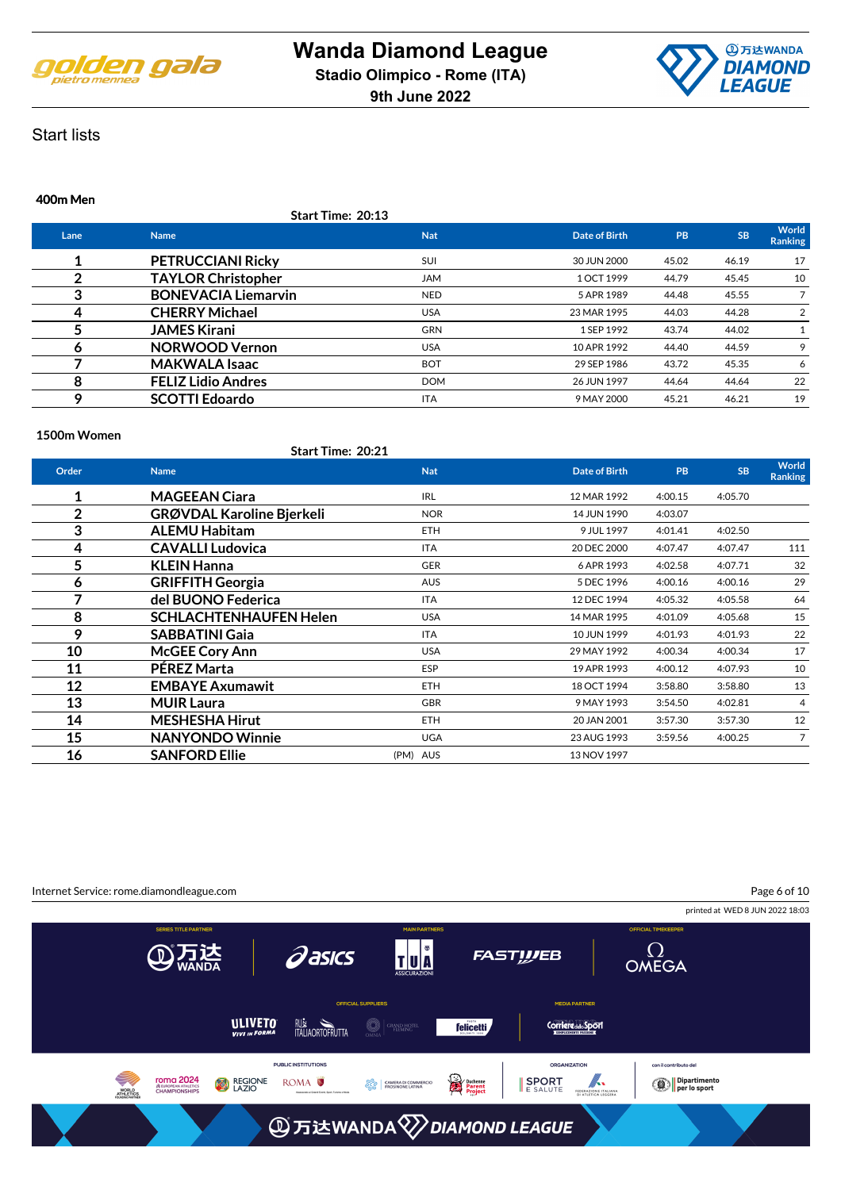# Wanda Diamond League

**Stadio Olimpico - Rome (ITA)**

**9th June 2022**

Start lists

### 400m Men

Start Time: 20:13

| Lane | Name | Nat | Date of Birth | PB | SB | World Ranking |
|---|---|---|---|---|---|---|
| 1 | PETRUCCIANI Ricky | SUI | 30 JUN 2000 | 45.02 | 46.19 | 17 |
| 2 | TAYLOR Christopher | JAM | 1 OCT 1999 | 44.79 | 45.45 | 10 |
| 3 | BONEVACIA Liemarvin | NED | 5 APR 1989 | 44.48 | 45.55 | 7 |
| 4 | CHERRY Michael | USA | 23 MAR 1995 | 44.03 | 44.28 | 2 |
| 5 | JAMES Kirani | GRN | 1 SEP 1992 | 43.74 | 44.02 | 1 |
| 6 | NORWOOD Vernon | USA | 10 APR 1992 | 44.40 | 44.59 | 9 |
| 7 | MAKWALA Isaac | BOT | 29 SEP 1986 | 43.72 | 45.35 | 6 |
| 8 | FELIZ Lidio Andres | DOM | 26 JUN 1997 | 44.64 | 44.64 | 22 |
| 9 | SCOTTI Edoardo | ITA | 9 MAY 2000 | 45.21 | 46.21 | 19 |

### 1500m Women

Start Time: 20:21

| Order | Name | Nat | Date of Birth | PB | SB | World Ranking |
|---|---|---|---|---|---|---|
| 1 | MAGEEAN Ciara | IRL | 12 MAR 1992 | 4:00.15 | 4:05.70 | |
| 2 | GRØVDAL Karoline Bjerkeli | NOR | 14 JUN 1990 | 4:03.07 | | |
| 3 | ALEMU Habitam | ETH | 9 JUL 1997 | 4:01.41 | 4:02.50 | |
| 4 | CAVALLI Ludovica | ITA | 20 DEC 2000 | 4:07.47 | 4:07.47 | 111 |
| 5 | KLEIN Hanna | GER | 6 APR 1993 | 4:02.58 | 4:07.71 | 32 |
| 6 | GRIFFITH Georgia | AUS | 5 DEC 1996 | 4:00.16 | 4:00.16 | 29 |
| 7 | del BUONO Federica | ITA | 12 DEC 1994 | 4:05.32 | 4:05.58 | 64 |
| 8 | SCHLACHTENHAUFEN Helen | USA | 14 MAR 1995 | 4:01.09 | 4:05.68 | 15 |
| 9 | SABBATINI Gaia | ITA | 10 JUN 1999 | 4:01.93 | 4:01.93 | 22 |
| 10 | McGEE Cory Ann | USA | 29 MAY 1992 | 4:00.34 | 4:00.34 | 17 |
| 11 | PÉREZ Marta | ESP | 19 APR 1993 | 4:00.12 | 4:07.93 | 10 |
| 12 | EMBAYE Axumawit | ETH | 18 OCT 1994 | 3:58.80 | 3:58.80 | 13 |
| 13 | MUIR Laura | GBR | 9 MAY 1993 | 3:54.50 | 4:02.81 | 4 |
| 14 | MESHESHA Hirut | ETH | 20 JAN 2001 | 3:57.30 | 3:57.30 | 12 |
| 15 | NANYONDO Winnie | UGA | 23 AUG 1993 | 3:59.56 | 4:00.25 | 7 |
| 16 | SANFORD Ellie (PM) | AUS | 13 NOV 1997 | | | |

Internet Service: rome.diamondleague.com

printed at WED 8 JUN 2022 18:03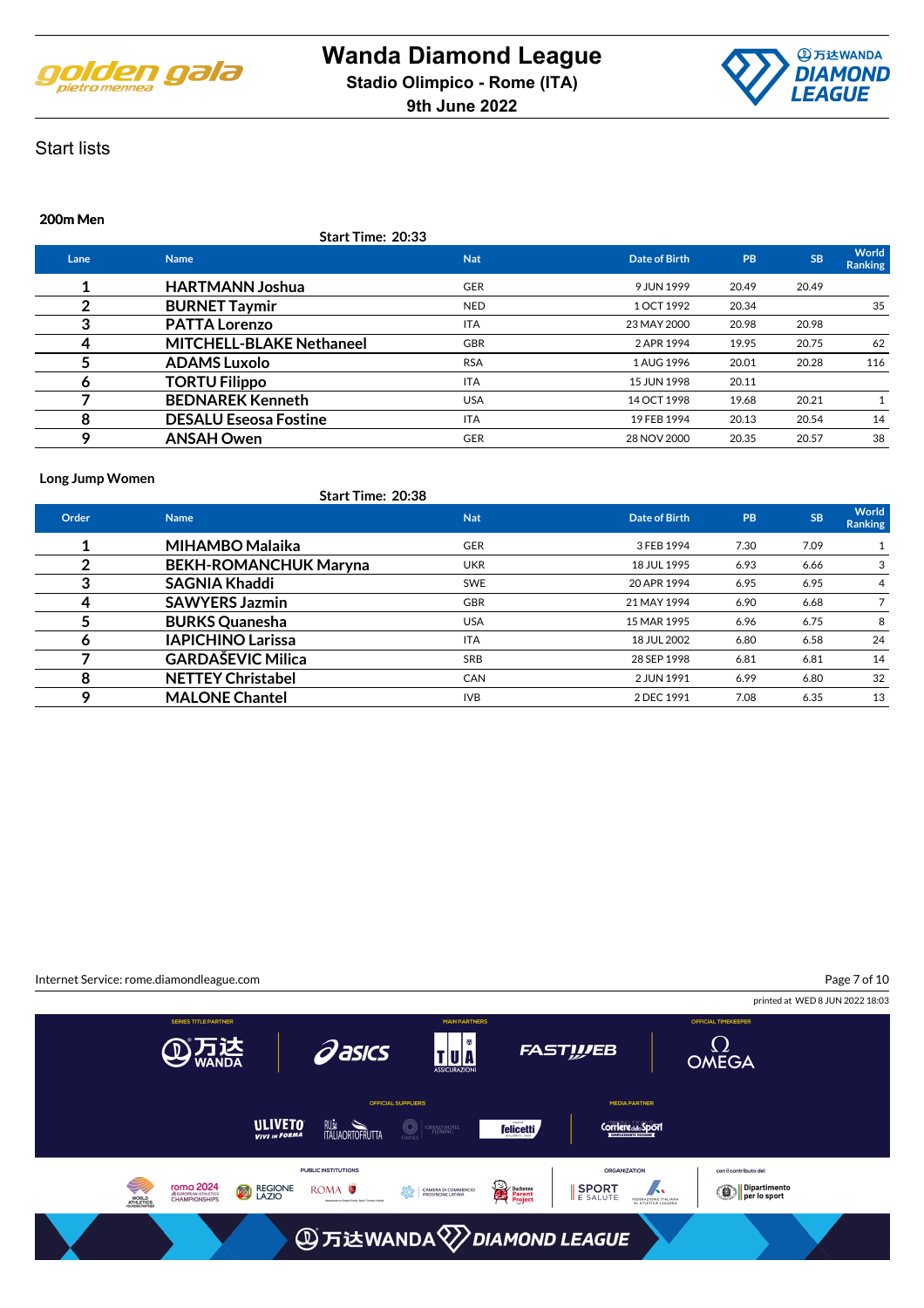# Wanda Diamond League

**Stadio Olimpico - Rome (ITA)**

**9th June 2022**

## Start lists

### 200m Men

Start Time: 20:33

| Lane | Name | Nat | Date of Birth | PB | SB | World Ranking |
|---|---|---|---|---|---|---|
| 1 | HARTMANN Joshua | GER | 9 JUN 1999 | 20.49 | 20.49 | |
| 2 | BURNET Taymir | NED | 1 OCT 1992 | 20.34 | | 35 |
| 3 | PATTA Lorenzo | ITA | 23 MAY 2000 | 20.98 | 20.98 | |
| 4 | MITCHELL-BLAKE Nethaneel | GBR | 2 APR 1994 | 19.95 | 20.75 | 62 |
| 5 | ADAMS Luxolo | RSA | 1 AUG 1996 | 20.01 | 20.28 | 116 |
| 6 | TORTU Filippo | ITA | 15 JUN 1998 | 20.11 | | |
| 7 | BEDNAREK Kenneth | USA | 14 OCT 1998 | 19.68 | 20.21 | 1 |
| 8 | DESALU Eseosa Fostine | ITA | 19 FEB 1994 | 20.13 | 20.54 | 14 |
| 9 | ANSAH Owen | GER | 28 NOV 2000 | 20.35 | 20.57 | 38 |

### Long Jump Women

Start Time: 20:38

| Order | Name | Nat | Date of Birth | PB | SB | World Ranking |
|---|---|---|---|---|---|---|
| 1 | MIHAMBO Malaika | GER | 3 FEB 1994 | 7.30 | 7.09 | 1 |
| 2 | BEKH-ROMANCHUK Maryna | UKR | 18 JUL 1995 | 6.93 | 6.66 | 3 |
| 3 | SAGNIA Khaddi | SWE | 20 APR 1994 | 6.95 | 6.95 | 4 |
| 4 | SAWYERS Jazmin | GBR | 21 MAY 1994 | 6.90 | 6.68 | 7 |
| 5 | BURKS Quanesha | USA | 15 MAR 1995 | 6.96 | 6.75 | 8 |
| 6 | IAPICHINO Larissa | ITA | 18 JUL 2002 | 6.80 | 6.58 | 24 |
| 7 | GARDAŠEVIC Milica | SRB | 28 SEP 1998 | 6.81 | 6.81 | 14 |
| 8 | NETTEY Christabel | CAN | 2 JUN 1991 | 6.99 | 6.80 | 32 |
| 9 | MALONE Chantel | IVB | 2 DEC 1991 | 7.08 | 6.35 | 13 |

Internet Service: rome.diamondleague.com

printed at WED 8 JUN 2022 18:03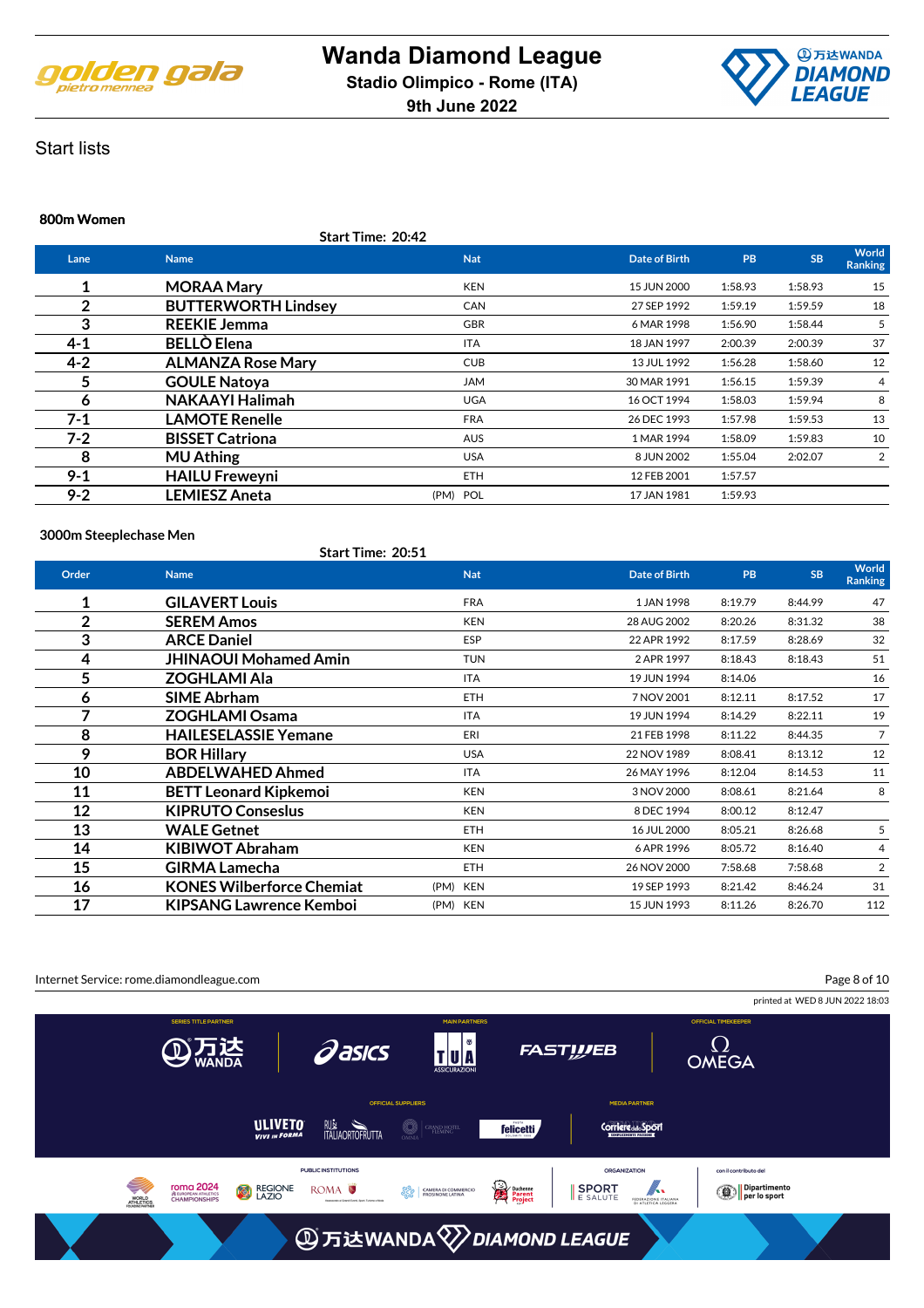# Wanda Diamond League

**Stadio Olimpico - Rome (ITA)**

**9th June 2022**

## Start lists

### 800m Women

**Start Time: 20:42**

| Lane | Name | Nat | Date of Birth | PB | SB | World Ranking |
|---|---|---|---|---|---|---|
| 1 | **MORAA Mary** | KEN | 15 JUN 2000 | 1:58.93 | 1:58.93 | 15 |
| 2 | **BUTTERWORTH Lindsey** | CAN | 27 SEP 1992 | 1:59.19 | 1:59.59 | 18 |
| 3 | **REEKIE Jemma** | GBR | 6 MAR 1998 | 1:56.90 | 1:58.44 | 5 |
| 4-1 | **BELLÒ Elena** | ITA | 18 JAN 1997 | 2:00.39 | 2:00.39 | 37 |
| 4-2 | **ALMANZA Rose Mary** | CUB | 13 JUL 1992 | 1:56.28 | 1:58.60 | 12 |
| 5 | **GOULE Natoya** | JAM | 30 MAR 1991 | 1:56.15 | 1:59.39 | 4 |
| 6 | **NAKAAYI Halimah** | UGA | 16 OCT 1994 | 1:58.03 | 1:59.94 | 8 |
| 7-1 | **LAMOTE Renelle** | FRA | 26 DEC 1993 | 1:57.98 | 1:59.53 | 13 |
| 7-2 | **BISSET Catriona** | AUS | 1 MAR 1994 | 1:58.09 | 1:59.83 | 10 |
| 8 | **MU Athing** | USA | 8 JUN 2002 | 1:55.04 | 2:02.07 | 2 |
| 9-1 | **HAILU Freweyni** | ETH | 12 FEB 2001 | 1:57.57 | | |
| 9-2 | **LEMIESZ Aneta** | (PM) POL | 17 JAN 1981 | 1:59.93 | | |

### 3000m Steeplechase Men

**Start Time: 20:51**

| Order | Name | Nat | Date of Birth | PB | SB | World Ranking |
|---|---|---|---|---|---|---|
| 1 | **GILAVERT Louis** | FRA | 1 JAN 1998 | 8:19.79 | 8:44.99 | 47 |
| 2 | **SEREM Amos** | KEN | 28 AUG 2002 | 8:20.26 | 8:31.32 | 38 |
| 3 | **ARCE Daniel** | ESP | 22 APR 1992 | 8:17.59 | 8:28.69 | 32 |
| 4 | **JHINAOUI Mohamed Amin** | TUN | 2 APR 1997 | 8:18.43 | 8:18.43 | 51 |
| 5 | **ZOGHLAMI Ala** | ITA | 19 JUN 1994 | 8:14.06 | | 16 |
| 6 | **SIME Abrham** | ETH | 7 NOV 2001 | 8:12.11 | 8:17.52 | 17 |
| 7 | **ZOGHLAMI Osama** | ITA | 19 JUN 1994 | 8:14.29 | 8:22.11 | 19 |
| 8 | **HAILESELASSIE Yemane** | ERI | 21 FEB 1998 | 8:11.22 | 8:44.35 | 7 |
| 9 | **BOR Hillary** | USA | 22 NOV 1989 | 8:08.41 | 8:13.12 | 12 |
| 10 | **ABDELWAHED Ahmed** | ITA | 26 MAY 1996 | 8:12.04 | 8:14.53 | 11 |
| 11 | **BETT Leonard Kipkemoi** | KEN | 3 NOV 2000 | 8:08.61 | 8:21.64 | 8 |
| 12 | **KIPRUTO Conseslus** | KEN | 8 DEC 1994 | 8:00.12 | 8:12.47 | |
| 13 | **WALE Getnet** | ETH | 16 JUL 2000 | 8:05.21 | 8:26.68 | 5 |
| 14 | **KIBIWOT Abraham** | KEN | 6 APR 1996 | 8:05.72 | 8:16.40 | 4 |
| 15 | **GIRMA Lamecha** | ETH | 26 NOV 2000 | 7:58.68 | 7:58.68 | 2 |
| 16 | **KONES Wilberforce Chemiat** | (PM) KEN | 19 SEP 1993 | 8:21.42 | 8:46.24 | 31 |
| 17 | **KIPSANG Lawrence Kemboi** | (PM) KEN | 15 JUN 1993 | 8:11.26 | 8:26.70 | 112 |

Internet Service: rome.diamondleague.com

printed at WED 8 JUN 2022 18:03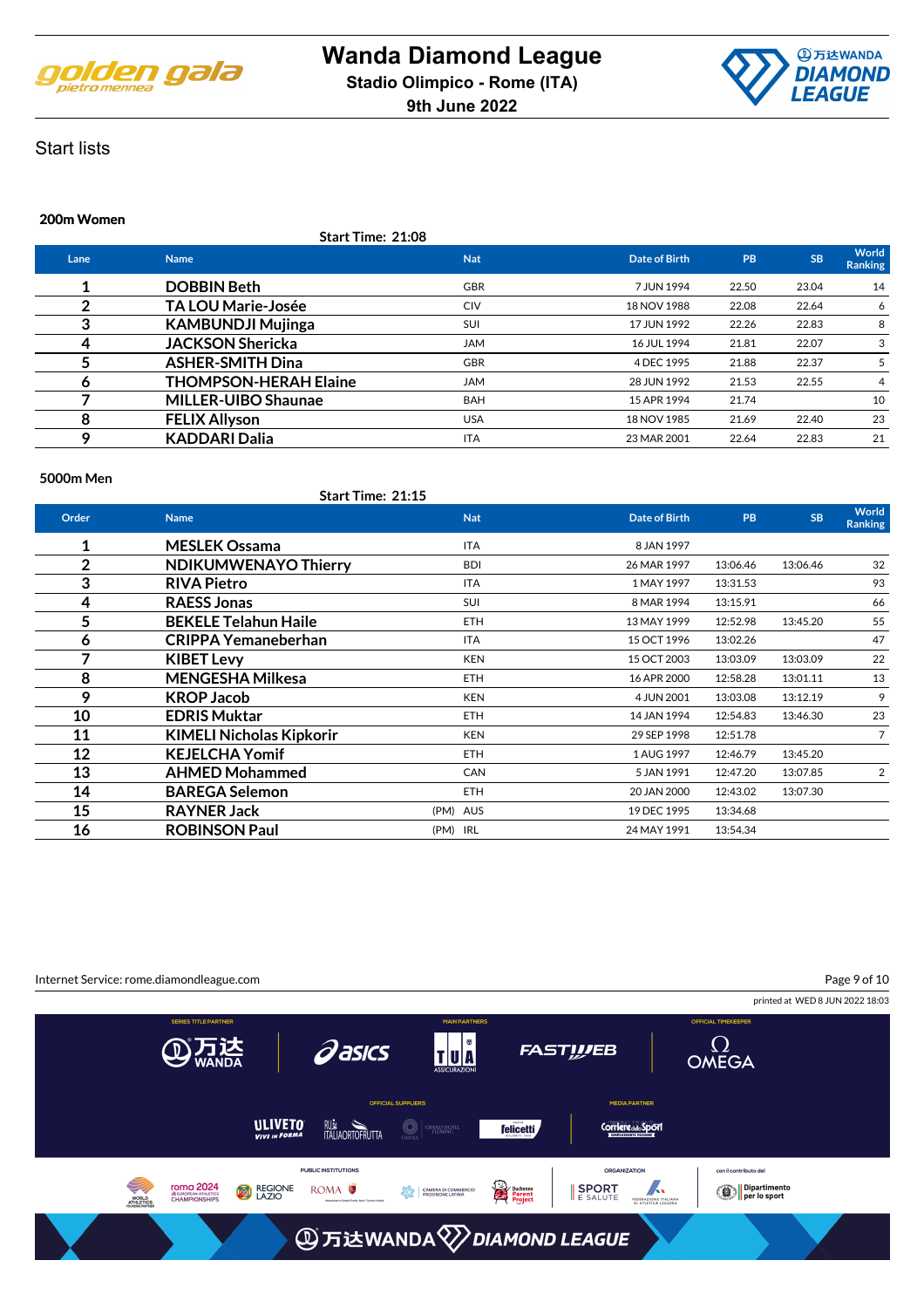# Wanda Diamond League

**Stadio Olimpico - Rome (ITA)**

**9th June 2022**

## Start lists

### 200m Women

**Start Time: 21:08**

| Lane | Name | Nat | Date of Birth | PB | SB | World Ranking |
|---|---|---|---|---|---|---|
| 1 | **DOBBIN Beth** | GBR | 7 JUN 1994 | 22.50 | 23.04 | 14 |
| 2 | **TA LOU Marie-Josée** | CIV | 18 NOV 1988 | 22.08 | 22.64 | 6 |
| 3 | **KAMBUNDJI Mujinga** | SUI | 17 JUN 1992 | 22.26 | 22.83 | 8 |
| 4 | **JACKSON Shericka** | JAM | 16 JUL 1994 | 21.81 | 22.07 | 3 |
| 5 | **ASHER-SMITH Dina** | GBR | 4 DEC 1995 | 21.88 | 22.37 | 5 |
| 6 | **THOMPSON-HERAH Elaine** | JAM | 28 JUN 1992 | 21.53 | 22.55 | 4 |
| 7 | **MILLER-UIBO Shaunae** | BAH | 15 APR 1994 | 21.74 | | 10 |
| 8 | **FELIX Allyson** | USA | 18 NOV 1985 | 21.69 | 22.40 | 23 |
| 9 | **KADDARI Dalia** | ITA | 23 MAR 2001 | 22.64 | 22.83 | 21 |

### 5000m Men

**Start Time: 21:15**

| Order | Name | Nat | Date of Birth | PB | SB | World Ranking |
|---|---|---|---|---|---|---|
| 1 | **MESLEK Ossama** | ITA | 8 JAN 1997 | | | |
| 2 | **NDIKUMWENAYO Thierry** | BDI | 26 MAR 1997 | 13:06.46 | 13:06.46 | 32 |
| 3 | **RIVA Pietro** | ITA | 1 MAY 1997 | 13:31.53 | | 93 |
| 4 | **RAESS Jonas** | SUI | 8 MAR 1994 | 13:15.91 | | 66 |
| 5 | **BEKELE Telahun Haile** | ETH | 13 MAY 1999 | 12:52.98 | 13:45.20 | 55 |
| 6 | **CRIPPA Yemaneberhan** | ITA | 15 OCT 1996 | 13:02.26 | | 47 |
| 7 | **KIBET Levy** | KEN | 15 OCT 2003 | 13:03.09 | 13:03.09 | 22 |
| 8 | **MENGESHA Milkesa** | ETH | 16 APR 2000 | 12:58.28 | 13:01.11 | 13 |
| 9 | **KROP Jacob** | KEN | 4 JUN 2001 | 13:03.08 | 13:12.19 | 9 |
| 10 | **EDRIS Muktar** | ETH | 14 JAN 1994 | 12:54.83 | 13:46.30 | 23 |
| 11 | **KIMELI Nicholas Kipkorir** | KEN | 29 SEP 1998 | 12:51.78 | | 7 |
| 12 | **KEJELCHA Yomif** | ETH | 1 AUG 1997 | 12:46.79 | 13:45.20 | |
| 13 | **AHMED Mohammed** | CAN | 5 JAN 1991 | 12:47.20 | 13:07.85 | 2 |
| 14 | **BAREGA Selemon** | ETH | 20 JAN 2000 | 12:43.02 | 13:07.30 | |
| 15 | **RAYNER Jack** | (PM) AUS | 19 DEC 1995 | 13:34.68 | | |
| 16 | **ROBINSON Paul** | (PM) IRL | 24 MAY 1991 | 13:54.34 | | |

Internet Service: rome.diamondleague.com

printed at WED 8 JUN 2022 18:03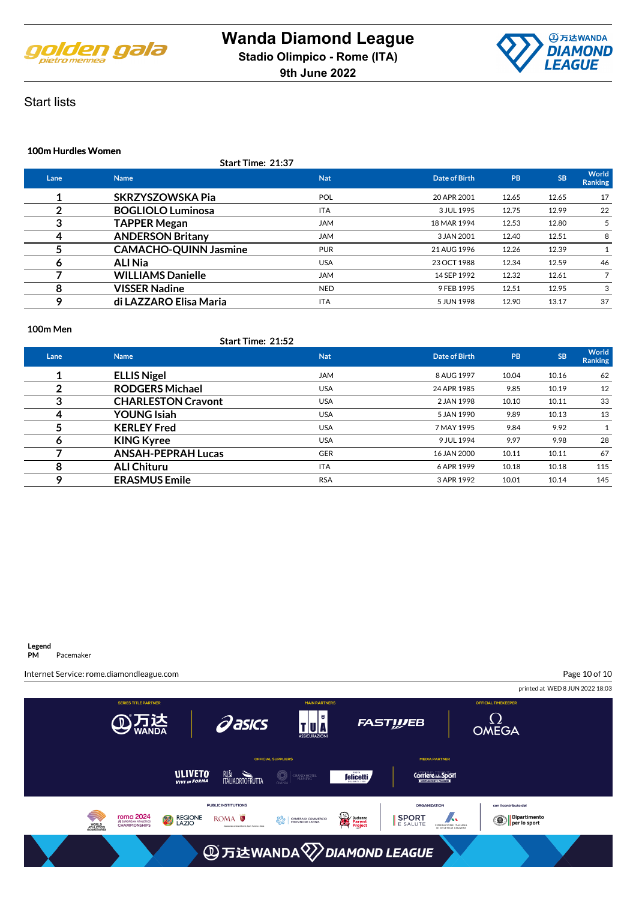# Wanda Diamond League

**Stadio Olimpico - Rome (ITA)**

**9th June 2022**

## Start lists

### 100m Hurdles Women

**Start Time: 21:37**

| Lane | Name | Nat | Date of Birth | PB | SB | World Ranking |
|---|---|---|---|---|---|---|
| 1 | SKRZYSZOWSKA Pia | POL | 20 APR 2001 | 12.65 | 12.65 | 17 |
| 2 | BOGLIOLO Luminosa | ITA | 3 JUL 1995 | 12.75 | 12.99 | 22 |
| 3 | TAPPER Megan | JAM | 18 MAR 1994 | 12.53 | 12.80 | 5 |
| 4 | ANDERSON Britany | JAM | 3 JAN 2001 | 12.40 | 12.51 | 8 |
| 5 | CAMACHO-QUINN Jasmine | PUR | 21 AUG 1996 | 12.26 | 12.39 | 1 |
| 6 | ALI Nia | USA | 23 OCT 1988 | 12.34 | 12.59 | 46 |
| 7 | WILLIAMS Danielle | JAM | 14 SEP 1992 | 12.32 | 12.61 | 7 |
| 8 | VISSER Nadine | NED | 9 FEB 1995 | 12.51 | 12.95 | 3 |
| 9 | di LAZZARO Elisa Maria | ITA | 5 JUN 1998 | 12.90 | 13.17 | 37 |

### 100m Men

**Start Time: 21:52**

| Lane | Name | Nat | Date of Birth | PB | SB | World Ranking |
|---|---|---|---|---|---|---|
| 1 | ELLIS Nigel | JAM | 8 AUG 1997 | 10.04 | 10.16 | 62 |
| 2 | RODGERS Michael | USA | 24 APR 1985 | 9.85 | 10.19 | 12 |
| 3 | CHARLESTON Cravont | USA | 2 JAN 1998 | 10.10 | 10.11 | 33 |
| 4 | YOUNG Isiah | USA | 5 JAN 1990 | 9.89 | 10.13 | 13 |
| 5 | KERLEY Fred | USA | 7 MAY 1995 | 9.84 | 9.92 | 1 |
| 6 | KING Kyree | USA | 9 JUL 1994 | 9.97 | 9.98 | 28 |
| 7 | ANSAH-PEPRAH Lucas | GER | 16 JAN 2000 | 10.11 | 10.11 | 67 |
| 8 | ALI Chituru | ITA | 6 APR 1999 | 10.18 | 10.18 | 115 |
| 9 | ERASMUS Emile | RSA | 3 APR 1992 | 10.01 | 10.14 | 145 |

**Legend**
**PM** Pacemaker

Internet Service: rome.diamondleague.com

printed at WED 8 JUN 2022 18:03